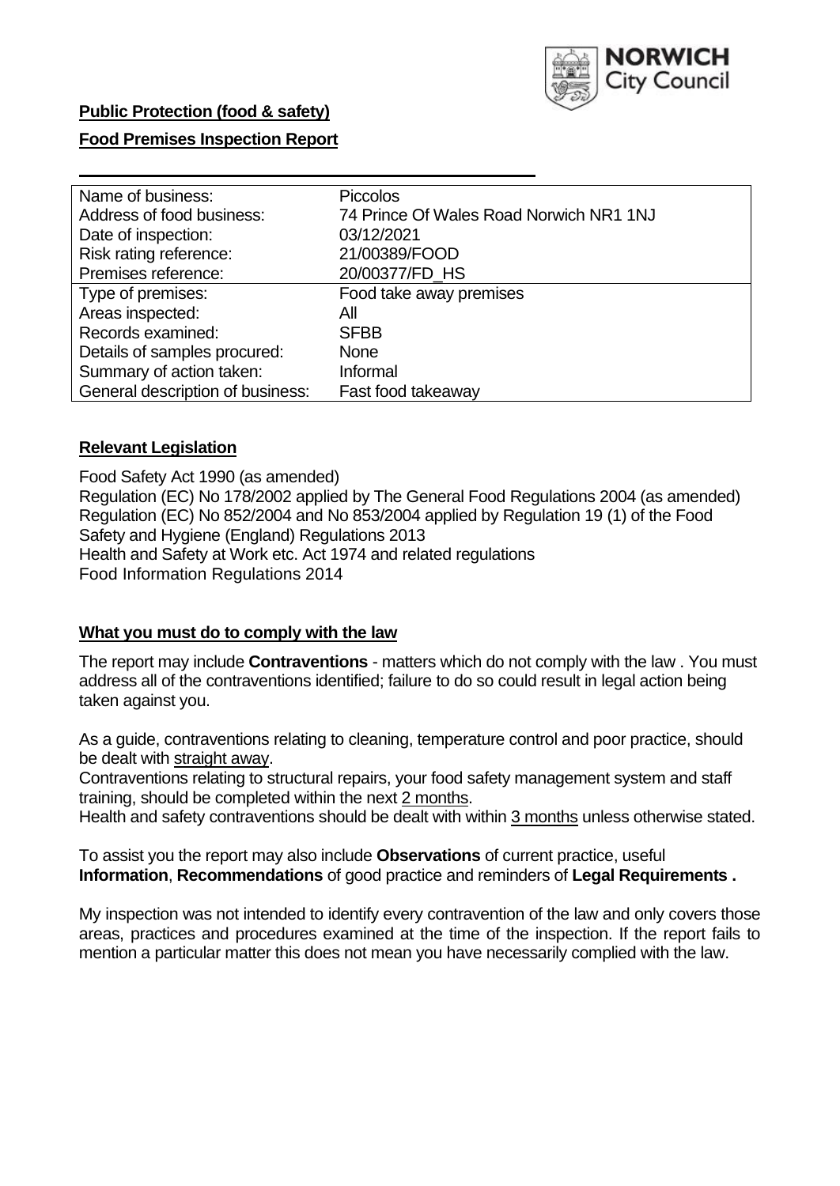**Public Protection (food & safety)**

**Food Premises Inspection Report**

| Name of business: | Piccolos |
| --- | --- |
| Address of food business: | 74 Prince Of Wales Road Norwich NR1 1NJ |
| Date of inspection: | 03/12/2021 |
| Risk rating reference: | 21/00389/FOOD |
| Premises reference: | 20/00377/FD_HS |
| Type of premises: | Food take away premises |
| Areas inspected: | All |
| Records examined: | SFBB |
| Details of samples procured: | None |
| Summary of action taken: | Informal |
| General description of business: | Fast food takeaway |

**Relevant Legislation**

Food Safety Act 1990 (as amended)
Regulation (EC) No 178/2002 applied by The General Food Regulations 2004 (as amended)
Regulation (EC) No 852/2004 and No 853/2004 applied by Regulation 19 (1) of the Food Safety and Hygiene (England) Regulations 2013
Health and Safety at Work etc. Act 1974 and related regulations
Food Information Regulations 2014

**What you must do to comply with the law**

The report may include **Contraventions** - matters which do not comply with the law . You must address all of the contraventions identified; failure to do so could result in legal action being taken against you.

As a guide, contraventions relating to cleaning, temperature control and poor practice, should be dealt with straight away.
Contraventions relating to structural repairs, your food safety management system and staff training, should be completed within the next 2 months.
Health and safety contraventions should be dealt with within 3 months unless otherwise stated.

To assist you the report may also include **Observations** of current practice, useful **Information**, **Recommendations** of good practice and reminders of **Legal Requirements .**

My inspection was not intended to identify every contravention of the law and only covers those areas, practices and procedures examined at the time of the inspection. If the report fails to mention a particular matter this does not mean you have necessarily complied with the law.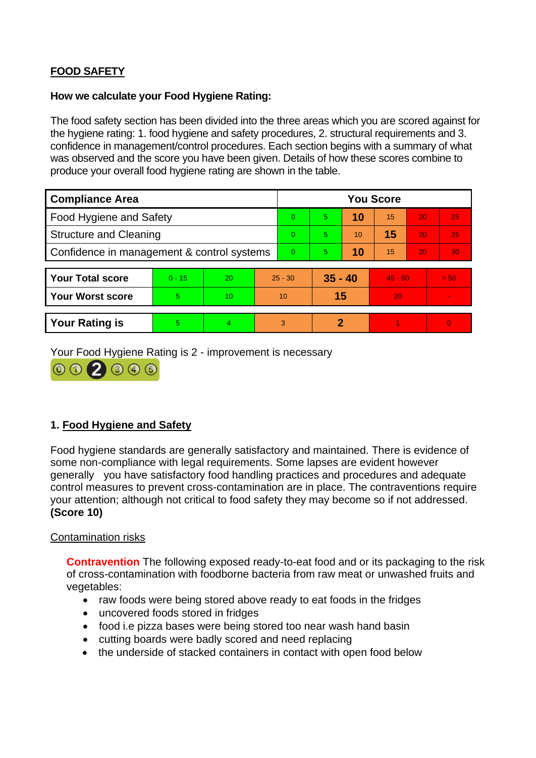## FOOD SAFETY

**How we calculate your Food Hygiene Rating:**

The food safety section has been divided into the three areas which you are scored against for the hygiene rating: 1. food hygiene and safety procedures, 2. structural requirements and 3. confidence in management/control procedures. Each section begins with a summary of what was observed and the score you have been given. Details of how these scores combine to produce your overall food hygiene rating are shown in the table.

| Compliance Area | You Score | | | | | |
|---|---|---|---|---|---|---|
| Food Hygiene and Safety | 0 | 5 | **10** | 15 | 20 | 25 |
| Structure and Cleaning | 0 | 5 | 10 | **15** | 20 | 25 |
| Confidence in management & control systems | 0 | 5 | **10** | 15 | 20 | 30 |

| | | | | | | |
|---|---|---|---|---|---|---|
| **Your Total score** | 0 - 15 | 20 | 25 - 30 | **35 - 40** | 45 - 50 | > 50 |
| **Your Worst score** | 5 | 10 | 10 | **15** | 20 | - |
| **Your Rating is** | 5 | 4 | 3 | **2** | 1 | 0 |

Your Food Hygiene Rating is 2 - improvement is necessary

0 1 **2** 3 4 5

### 1. Food Hygiene and Safety

Food hygiene standards are generally satisfactory and maintained. There is evidence of some non-compliance with legal requirements. Some lapses are evident however generally you have satisfactory food handling practices and procedures and adequate control measures to prevent cross-contamination are in place. The contraventions require your attention; although not critical to food safety they may become so if not addressed. **(Score 10)**

Contamination risks

**Contravention** The following exposed ready-to-eat food and or its packaging to the risk of cross-contamination with foodborne bacteria from raw meat or unwashed fruits and vegetables:

- raw foods were being stored above ready to eat foods in the fridges
- uncovered foods stored in fridges
- food i.e pizza bases were being stored too near wash hand basin
- cutting boards were badly scored and need replacing
- the underside of stacked containers in contact with open food below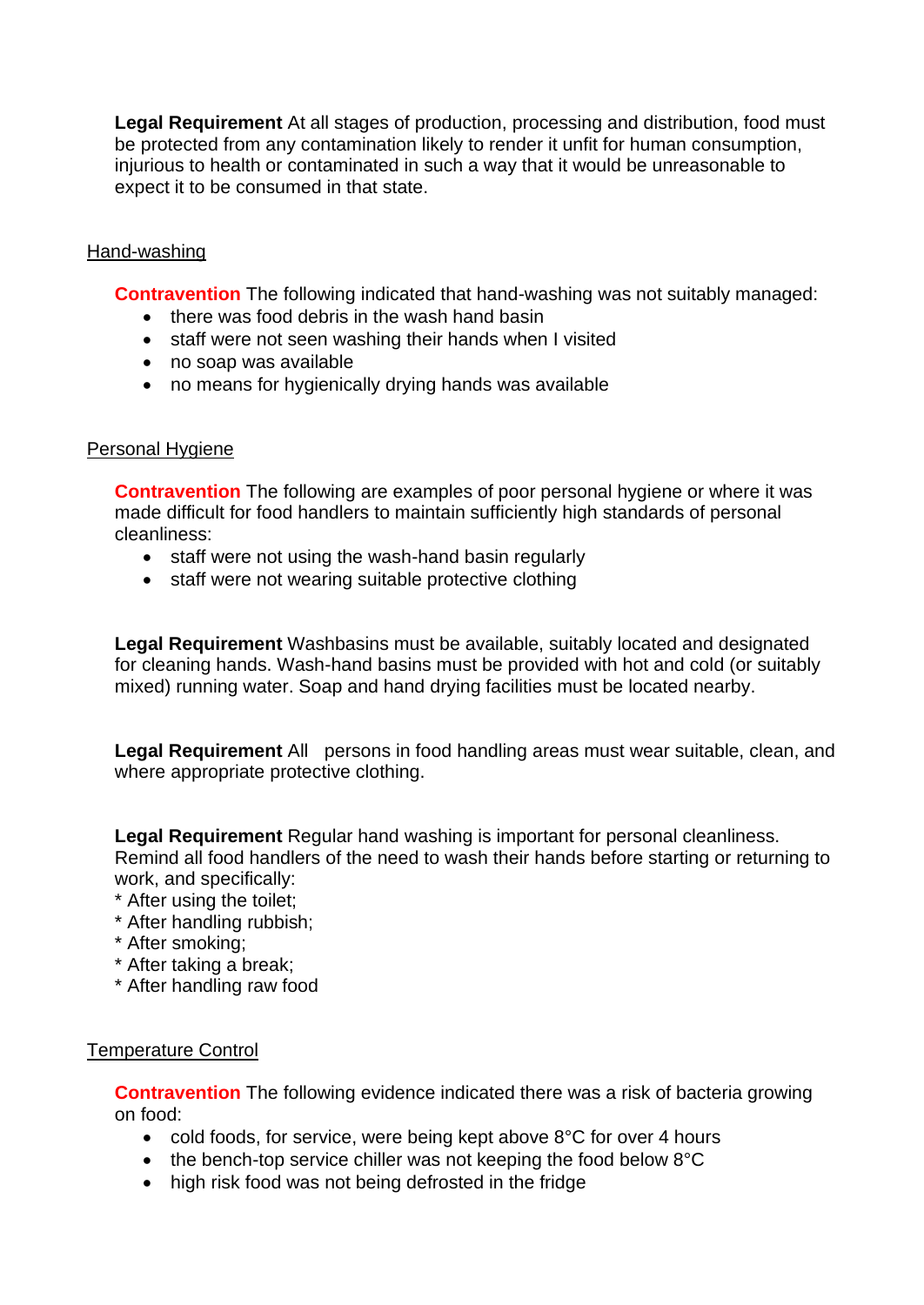**Legal Requirement** At all stages of production, processing and distribution, food must be protected from any contamination likely to render it unfit for human consumption, injurious to health or contaminated in such a way that it would be unreasonable to expect it to be consumed in that state.

Hand-washing

**Contravention** The following indicated that hand-washing was not suitably managed:

- there was food debris in the wash hand basin
- staff were not seen washing their hands when I visited
- no soap was available
- no means for hygienically drying hands was available

Personal Hygiene

**Contravention** The following are examples of poor personal hygiene or where it was made difficult for food handlers to maintain sufficiently high standards of personal cleanliness:

- staff were not using the wash-hand basin regularly
- staff were not wearing suitable protective clothing

**Legal Requirement** Washbasins must be available, suitably located and designated for cleaning hands. Wash-hand basins must be provided with hot and cold (or suitably mixed) running water. Soap and hand drying facilities must be located nearby.

**Legal Requirement** All persons in food handling areas must wear suitable, clean, and where appropriate protective clothing.

**Legal Requirement** Regular hand washing is important for personal cleanliness. Remind all food handlers of the need to wash their hands before starting or returning to work, and specifically:
* After using the toilet;
* After handling rubbish;
* After smoking;
* After taking a break;
* After handling raw food

Temperature Control

**Contravention** The following evidence indicated there was a risk of bacteria growing on food:

- cold foods, for service, were being kept above 8°C for over 4 hours
- the bench-top service chiller was not keeping the food below 8°C
- high risk food was not being defrosted in the fridge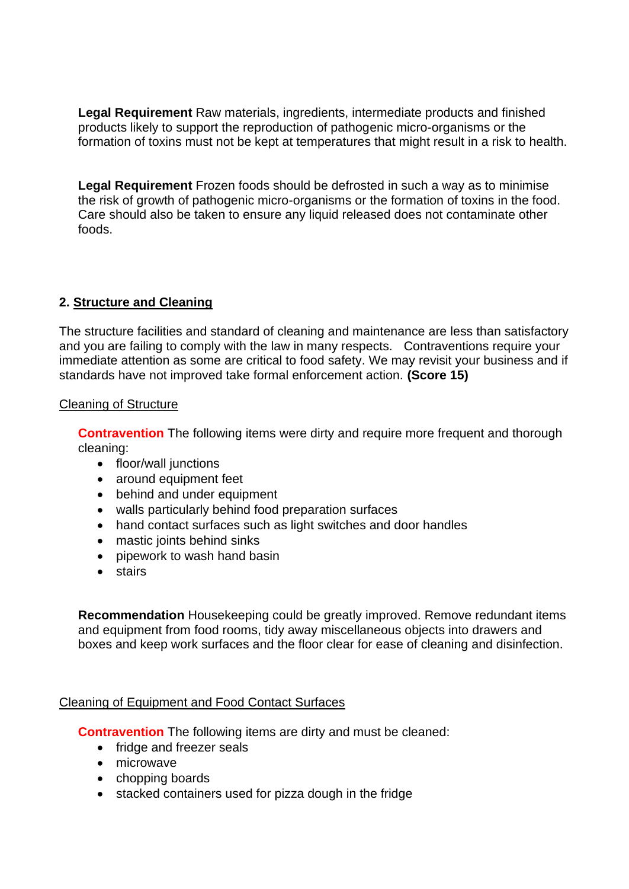**Legal Requirement** Raw materials, ingredients, intermediate products and finished products likely to support the reproduction of pathogenic micro-organisms or the formation of toxins must not be kept at temperatures that might result in a risk to health.

**Legal Requirement** Frozen foods should be defrosted in such a way as to minimise the risk of growth of pathogenic micro-organisms or the formation of toxins in the food. Care should also be taken to ensure any liquid released does not contaminate other foods.

## 2. Structure and Cleaning

The structure facilities and standard of cleaning and maintenance are less than satisfactory and you are failing to comply with the law in many respects. Contraventions require your immediate attention as some are critical to food safety. We may revisit your business and if standards have not improved take formal enforcement action. **(Score 15)**

### Cleaning of Structure

**Contravention** The following items were dirty and require more frequent and thorough cleaning:

- floor/wall junctions
- around equipment feet
- behind and under equipment
- walls particularly behind food preparation surfaces
- hand contact surfaces such as light switches and door handles
- mastic joints behind sinks
- pipework to wash hand basin
- stairs

**Recommendation** Housekeeping could be greatly improved. Remove redundant items and equipment from food rooms, tidy away miscellaneous objects into drawers and boxes and keep work surfaces and the floor clear for ease of cleaning and disinfection.

### Cleaning of Equipment and Food Contact Surfaces

**Contravention** The following items are dirty and must be cleaned:

- fridge and freezer seals
- microwave
- chopping boards
- stacked containers used for pizza dough in the fridge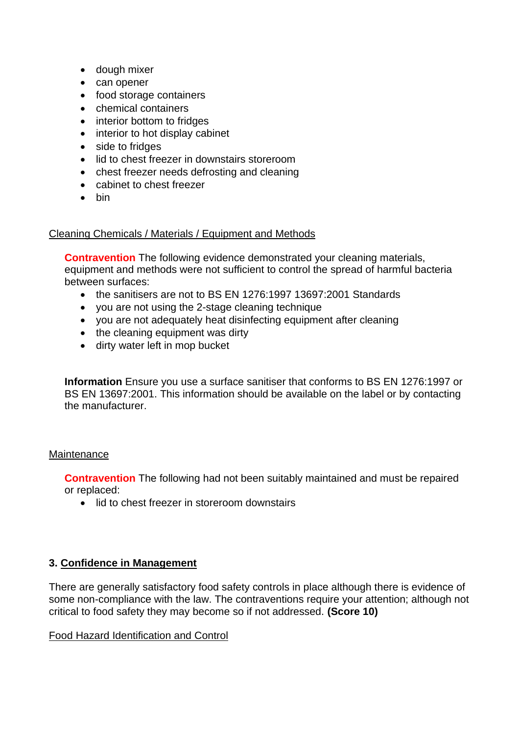- dough mixer
- can opener
- food storage containers
- chemical containers
- interior bottom to fridges
- interior to hot display cabinet
- side to fridges
- lid to chest freezer in downstairs storeroom
- chest freezer needs defrosting and cleaning
- cabinet to chest freezer
- bin

Cleaning Chemicals / Materials / Equipment and Methods

**Contravention** The following evidence demonstrated your cleaning materials, equipment and methods were not sufficient to control the spread of harmful bacteria between surfaces:

- the sanitisers are not to BS EN 1276:1997 13697:2001 Standards
- you are not using the 2-stage cleaning technique
- you are not adequately heat disinfecting equipment after cleaning
- the cleaning equipment was dirty
- dirty water left in mop bucket

**Information** Ensure you use a surface sanitiser that conforms to BS EN 1276:1997 or BS EN 13697:2001. This information should be available on the label or by contacting the manufacturer.

Maintenance

**Contravention** The following had not been suitably maintained and must be repaired or replaced:

- lid to chest freezer in storeroom downstairs

## 3. Confidence in Management

There are generally satisfactory food safety controls in place although there is evidence of some non-compliance with the law. The contraventions require your attention; although not critical to food safety they may become so if not addressed. **(Score 10)**

Food Hazard Identification and Control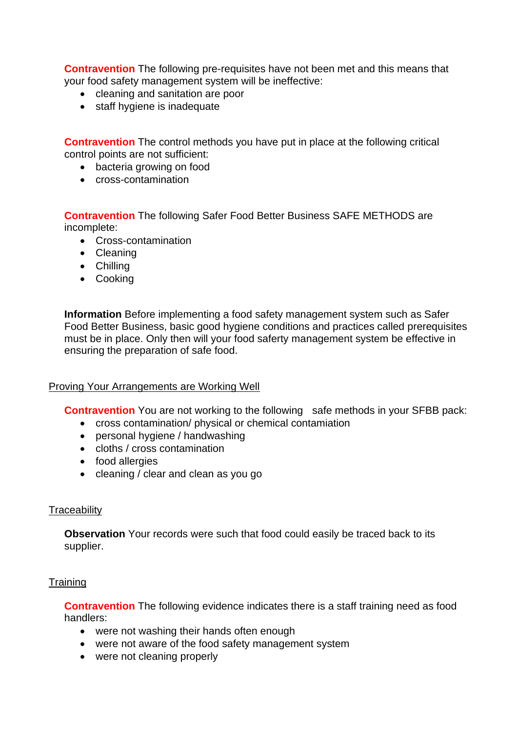**Contravention** The following pre-requisites have not been met and this means that your food safety management system will be ineffective:

- cleaning and sanitation are poor
- staff hygiene is inadequate

**Contravention** The control methods you have put in place at the following critical control points are not sufficient:

- bacteria growing on food
- cross-contamination

**Contravention** The following Safer Food Better Business SAFE METHODS are incomplete:

- Cross-contamination
- Cleaning
- Chilling
- Cooking

**Information** Before implementing a food safety management system such as Safer Food Better Business, basic good hygiene conditions and practices called prerequisites must be in place. Only then will your food saferty management system be effective in ensuring the preparation of safe food.

## Proving Your Arrangements are Working Well

**Contravention** You are not working to the following safe methods in your SFBB pack:

- cross contamination/ physical or chemical contamiation
- personal hygiene / handwashing
- cloths / cross contamination
- food allergies
- cleaning / clear and clean as you go

## Traceability

**Observation** Your records were such that food could easily be traced back to its supplier.

## Training

**Contravention** The following evidence indicates there is a staff training need as food handlers:

- were not washing their hands often enough
- were not aware of the food safety management system
- were not cleaning properly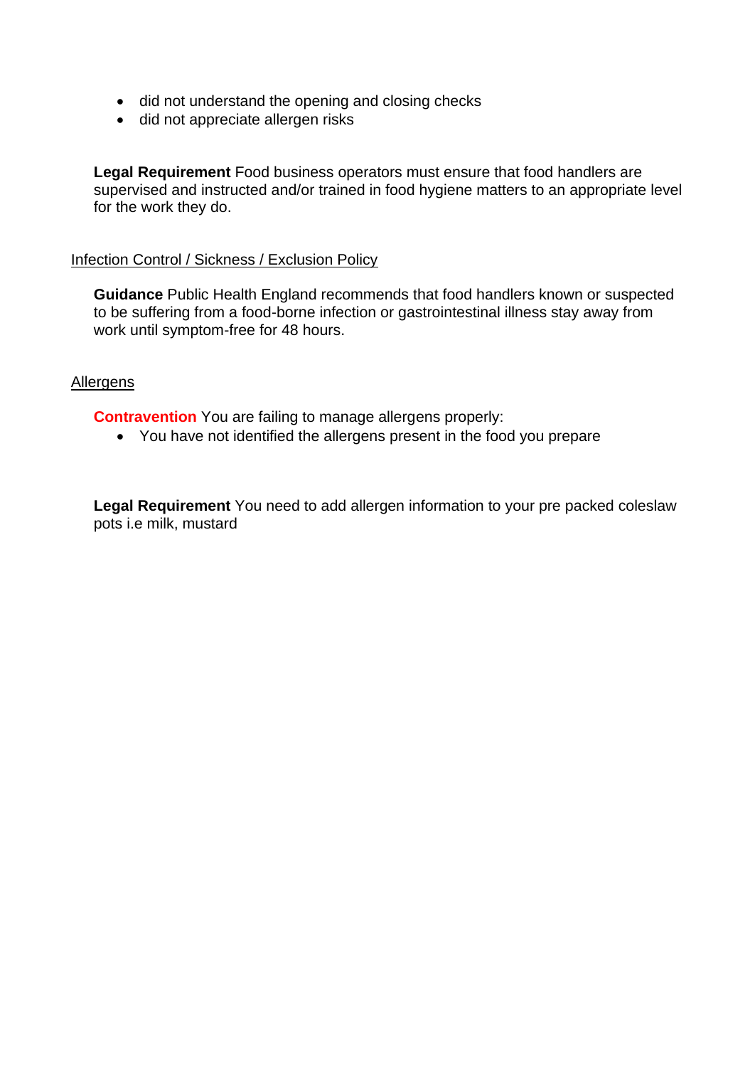- did not understand the opening and closing checks
- did not appreciate allergen risks

**Legal Requirement** Food business operators must ensure that food handlers are supervised and instructed and/or trained in food hygiene matters to an appropriate level for the work they do.

Infection Control / Sickness / Exclusion Policy

**Guidance** Public Health England recommends that food handlers known or suspected to be suffering from a food-borne infection or gastrointestinal illness stay away from work until symptom-free for 48 hours.

Allergens

**Contravention** You are failing to manage allergens properly:

- You have not identified the allergens present in the food you prepare

**Legal Requirement** You need to add allergen information to your pre packed coleslaw pots i.e milk, mustard